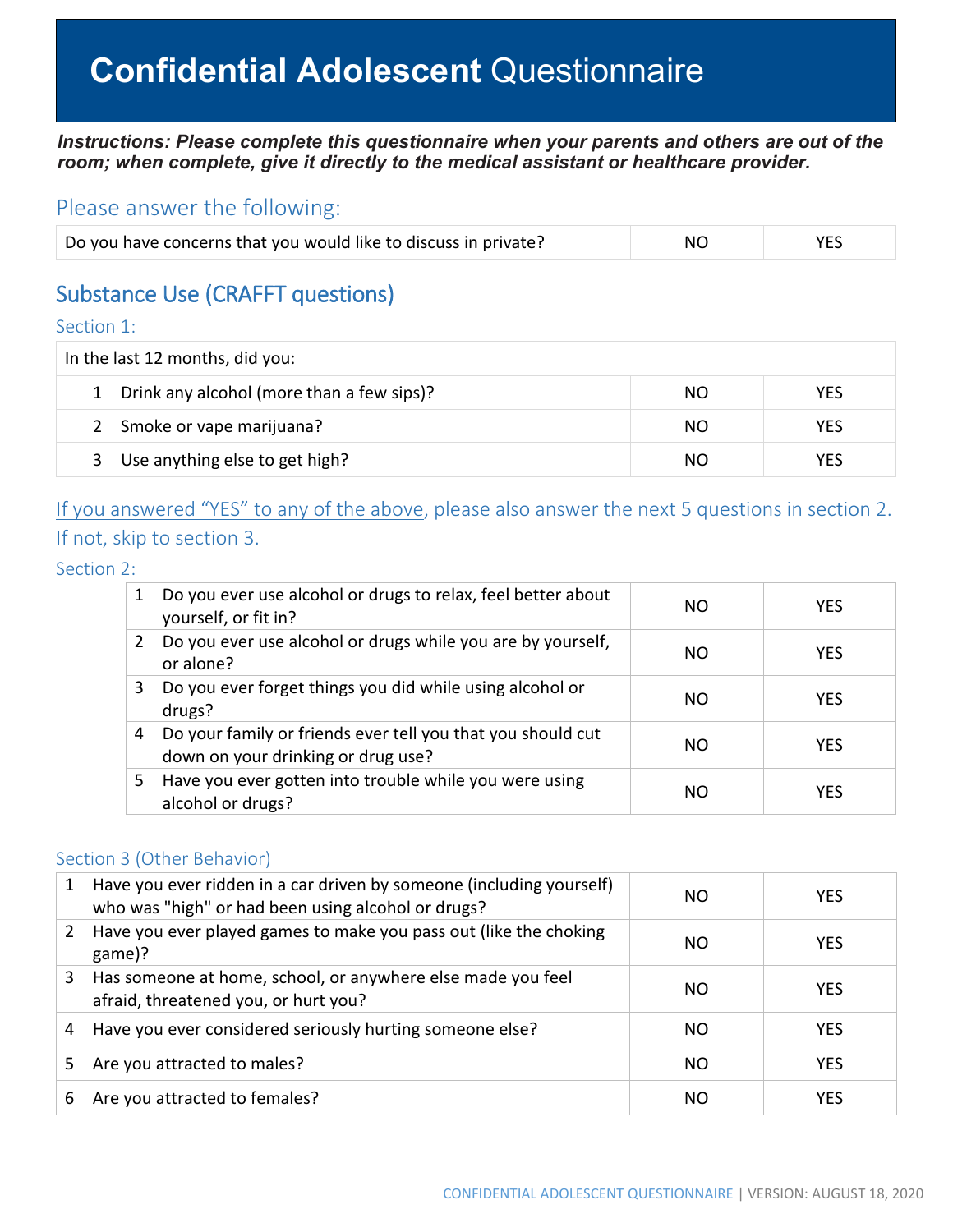# **Confidential Adolescent** Questionnaire

***Instructions: Please complete this questionnaire when your parents and others are out of the room; when complete, give it directly to the medical assistant or healthcare provider.***

## Please answer the following:

| Do you have concerns that you would like to discuss in private? | NO | YES |
|---|---|---|

## Substance Use (CRAFFT questions)

### Section 1:

| In the last 12 months, did you: | | |
|---|---|---|
| 1 Drink any alcohol (more than a few sips)? | NO | YES |
| 2 Smoke or vape marijuana? | NO | YES |
| 3 Use anything else to get high? | NO | YES |

If you answered "YES" to any of the above, please also answer the next 5 questions in section 2. If not, skip to section 3.

### Section 2:

| | | |
|---|---|---|
| 1 Do you ever use alcohol or drugs to relax, feel better about yourself, or fit in? | NO | YES |
| 2 Do you ever use alcohol or drugs while you are by yourself, or alone? | NO | YES |
| 3 Do you ever forget things you did while using alcohol or drugs? | NO | YES |
| 4 Do your family or friends ever tell you that you should cut down on your drinking or drug use? | NO | YES |
| 5 Have you ever gotten into trouble while you were using alcohol or drugs? | NO | YES |

### Section 3 (Other Behavior)

| | | |
|---|---|---|
| 1 Have you ever ridden in a car driven by someone (including yourself) who was "high" or had been using alcohol or drugs? | NO | YES |
| 2 Have you ever played games to make you pass out (like the choking game)? | NO | YES |
| 3 Has someone at home, school, or anywhere else made you feel afraid, threatened you, or hurt you? | NO | YES |
| 4 Have you ever considered seriously hurting someone else? | NO | YES |
| 5 Are you attracted to males? | NO | YES |
| 6 Are you attracted to females? | NO | YES |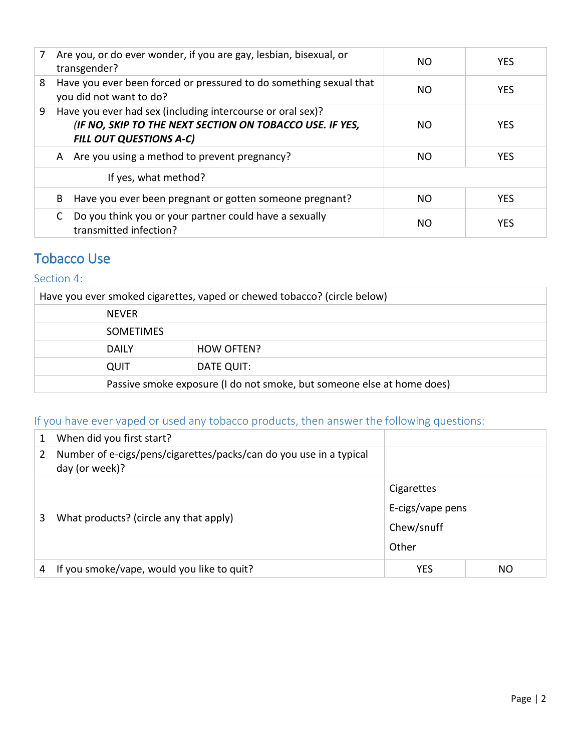| | | | |
|---|---|---|---|
| 7 | Are you, or do ever wonder, if you are gay, lesbian, bisexual, or transgender? | NO | YES |
| 8 | Have you ever been forced or pressured to do something sexual that you did not want to do? | NO | YES |
| 9 | Have you ever had sex (including intercourse or oral sex)? ***(IF NO, SKIP TO THE NEXT SECTION ON TOBACCO USE. IF YES, FILL OUT QUESTIONS A-C)*** | NO | YES |
| | A Are you using a method to prevent pregnancy? | NO | YES |
| | If yes, what method? | | |
| | B Have you ever been pregnant or gotten someone pregnant? | NO | YES |
| | C Do you think you or your partner could have a sexually transmitted infection? | NO | YES |

## Tobacco Use

### Section 4:

| Have you ever smoked cigarettes, vaped or chewed tobacco? (circle below) | |
|---|---|
| NEVER | |
| SOMETIMES | |
| DAILY | HOW OFTEN? |
| QUIT | DATE QUIT: |
| Passive smoke exposure (I do not smoke, but someone else at home does) | |

### If you have ever vaped or used any tobacco products, then answer the following questions:

| | | | |
|---|---|---|---|
| 1 | When did you first start? | | |
| 2 | Number of e-cigs/pens/cigarettes/packs/can do you use in a typical day (or week)? | | |
| 3 | What products? (circle any that apply) | Cigarettes<br>E-cigs/vape pens<br>Chew/snuff<br>Other | |
| 4 | If you smoke/vape, would you like to quit? | YES | NO |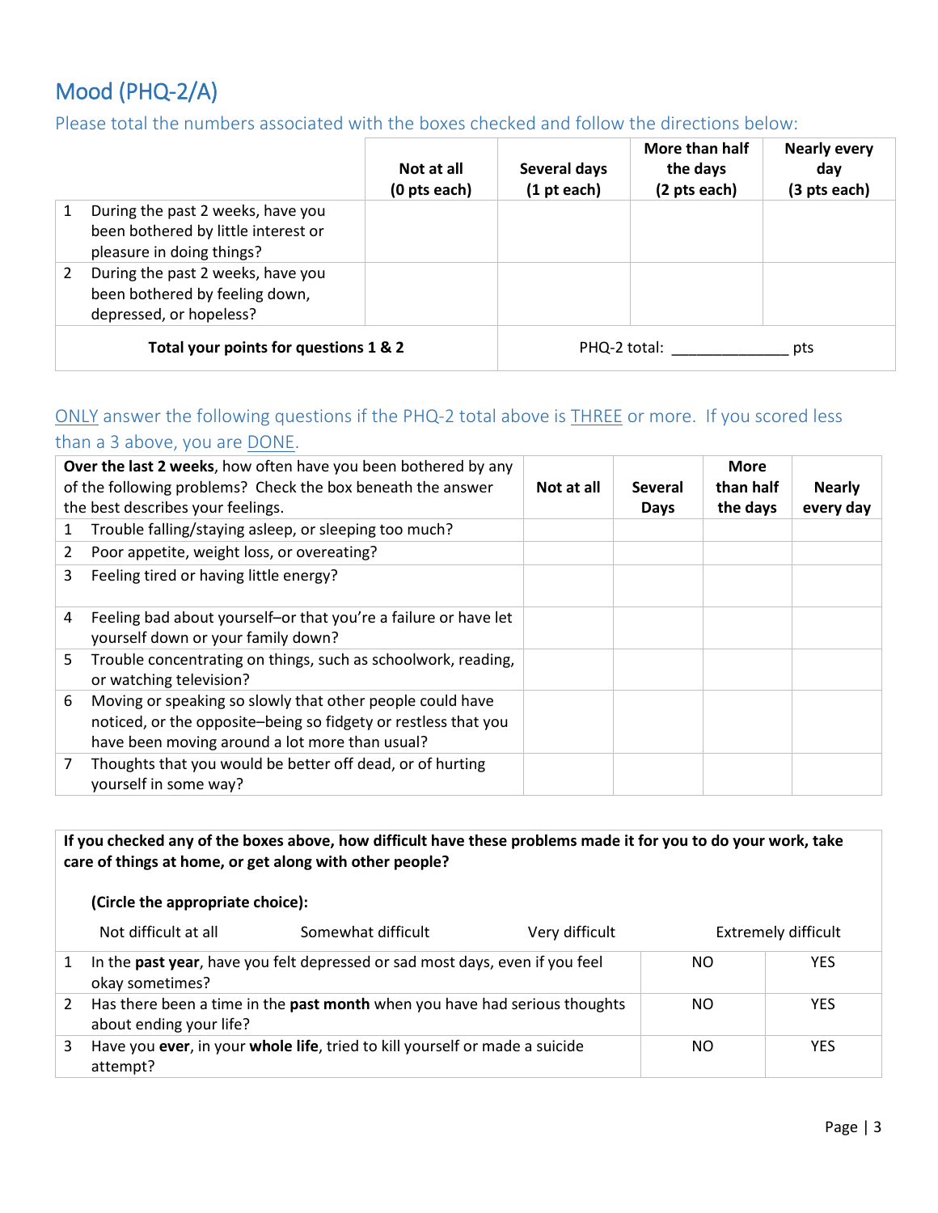## Mood (PHQ-2/A)

### Please total the numbers associated with the boxes checked and follow the directions below:

| | Not at all (0 pts each) | Several days (1 pt each) | More than half the days (2 pts each) | Nearly every day (3 pts each) |
|---|---|---|---|---|
| 1 During the past 2 weeks, have you been bothered by little interest or pleasure in doing things? | | | | |
| 2 During the past 2 weeks, have you been bothered by feeling down, depressed, or hopeless? | | | | |
| **Total your points for questions 1 & 2** | PHQ-2 total: ______________ pts | | | |

### ONLY answer the following questions if the PHQ-2 total above is THREE or more. If you scored less than a 3 above, you are DONE.

| **Over the last 2 weeks**, how often have you been bothered by any of the following problems? Check the box beneath the answer the best describes your feelings. | Not at all | Several Days | More than half the days | Nearly every day |
|---|---|---|---|---|
| 1 Trouble falling/staying asleep, or sleeping too much? | | | | |
| 2 Poor appetite, weight loss, or overeating? | | | | |
| 3 Feeling tired or having little energy? | | | | |
| 4 Feeling bad about yourself–or that you're a failure or have let yourself down or your family down? | | | | |
| 5 Trouble concentrating on things, such as schoolwork, reading, or watching television? | | | | |
| 6 Moving or speaking so slowly that other people could have noticed, or the opposite–being so fidgety or restless that you have been moving around a lot more than usual? | | | | |
| 7 Thoughts that you would be better off dead, or of hurting yourself in some way? | | | | |

**If you checked any of the boxes above, how difficult have these problems made it for you to do your work, take care of things at home, or get along with other people?**

**(Circle the appropriate choice):**

Not difficult at all    Somewhat difficult    Very difficult    Extremely difficult

| | | |
|---|---|---|
| 1 In the **past year**, have you felt depressed or sad most days, even if you feel okay sometimes? | NO | YES |
| 2 Has there been a time in the **past month** when you have had serious thoughts about ending your life? | NO | YES |
| 3 Have you **ever**, in your **whole life**, tried to kill yourself or made a suicide attempt? | NO | YES |